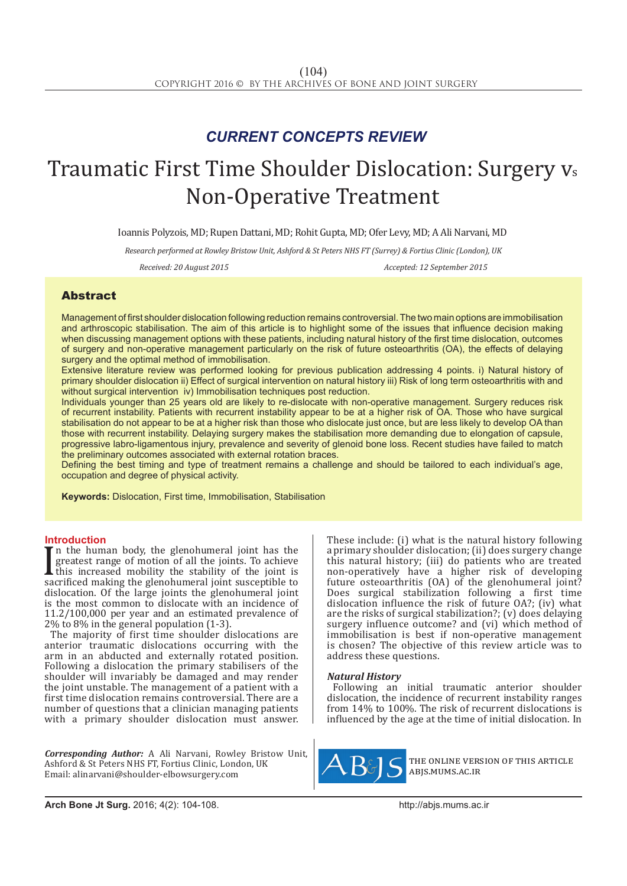*CURRENT CONCEPTS REVIEW*

# Traumatic First Time Shoulder Dislocation: Surgery vs Non-Operative Treatment

Ioannis Polyzois, MD; Rupen Dattani, MD; Rohit Gupta, MD; Ofer Levy, MD; A Ali Narvani, MD

*Research performed at Rowley Bristow Unit, Ashford & St Peters NHS FT (Surrey) & Fortius Clinic (London), UK*

*Received: 20 August 2015* *Accepted: 12 September 2015*

## Abstract

Management of first shoulder dislocation following reduction remains controversial. The two main options are immobilisation and arthroscopic stabilisation. The aim of this article is to highlight some of the issues that influence decision making when discussing management options with these patients, including natural history of the first time dislocation, outcomes of surgery and non-operative management particularly on the risk of future osteoarthritis (OA), the effects of delaying surgery and the optimal method of immobilisation.

Extensive literature review was performed looking for previous publication addressing 4 points. i) Natural history of primary shoulder dislocation ii) Effect of surgical intervention on natural history iii) Risk of long term osteoarthritis with and without surgical intervention iv) Immobilisation techniques post reduction.

Individuals younger than 25 years old are likely to re-dislocate with non-operative management. Surgery reduces risk of recurrent instability. Patients with recurrent instability appear to be at a higher risk of OA. Those who have surgical stabilisation do not appear to be at a higher risk than those who dislocate just once, but are less likely to develop OA than those with recurrent instability. Delaying surgery makes the stabilisation more demanding due to elongation of capsule, progressive labro-ligamentous injury, prevalence and severity of glenoid bone loss. Recent studies have failed to match the preliminary outcomes associated with external rotation braces.

Defining the best timing and type of treatment remains a challenge and should be tailored to each individual's age, occupation and degree of physical activity.

**Keywords:** Dislocation, First time, Immobilisation, Stabilisation

## Introduction

In the human body, the glenohumeral joint has the greatest range of motion of all the joints. To achieve this increased mobility the stability of the joint is sacrificed making the glenohumeral joint susceptible to dislocation. Of the large joints the glenohumeral joint is the most common to dislocate with an incidence of 11.2/100,000 per year and an estimated prevalence of 2% to 8% in the general population (1-3).

The majority of first time shoulder dislocations are anterior traumatic dislocations occurring with the arm in an abducted and externally rotated position. Following a dislocation the primary stabilisers of the shoulder will invariably be damaged and may render the joint unstable. The management of a patient with a first time dislocation remains controversial. There are a number of questions that a clinician managing patients with a primary shoulder dislocation must answer. These include: (i) what is the natural history following a primary shoulder dislocation; (ii) does surgery change this natural history; (iii) do patients who are treated non-operatively have a higher risk of developing future osteoarthritis (OA) of the glenohumeral joint? Does surgical stabilization following a first time dislocation influence the risk of future OA?; (iv) what are the risks of surgical stabilization?; (v) does delaying surgery influence outcome? and (vi) which method of immobilisation is best if non-operative management is chosen? The objective of this review article was to address these questions.

### *Natural History*

Following an initial traumatic anterior shoulder dislocation, the incidence of recurrent instability ranges from 14% to 100%. The risk of recurrent dislocations is influenced by the age at the time of initial dislocation. In

***Corresponding Author:*** A Ali Narvani, Rowley Bristow Unit, Ashford & St Peters NHS FT, Fortius Clinic, London, UK
Email: alinarvani@shoulder-elbowsurgery.com

THE ONLINE VERSION OF THIS ARTICLE ABJS.MUMS.AC.IR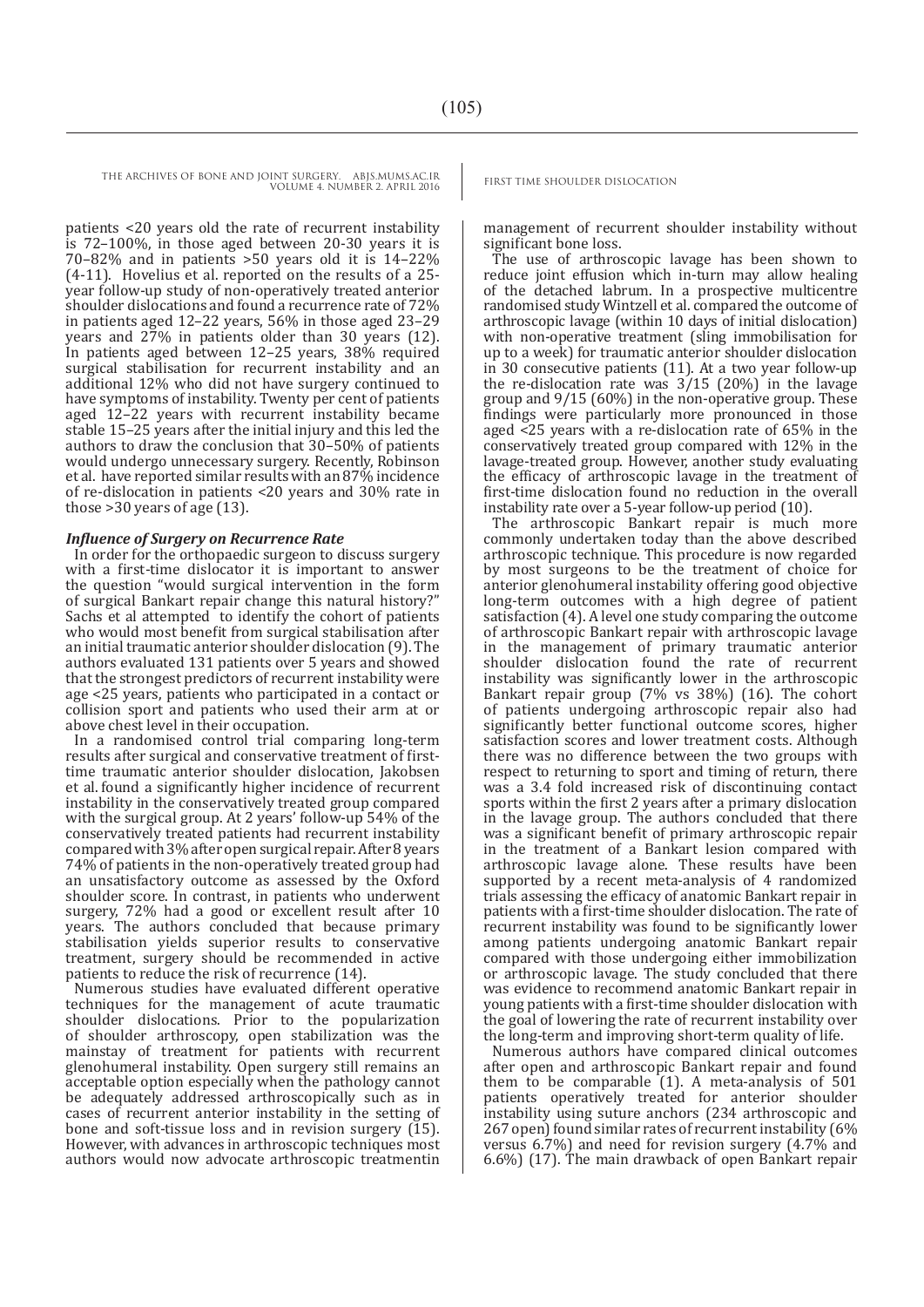patients <20 years old the rate of recurrent instability is 72–100%, in those aged between 20-30 years it is 70–82% and in patients >50 years old it is 14–22% (4-11). Hovelius et al. reported on the results of a 25-year follow-up study of non-operatively treated anterior shoulder dislocations and found a recurrence rate of 72% in patients aged 12–22 years, 56% in those aged 23–29 years and 27% in patients older than 30 years (12). In patients aged between 12–25 years, 38% required surgical stabilisation for recurrent instability and an additional 12% who did not have surgery continued to have symptoms of instability. Twenty per cent of patients aged 12–22 years with recurrent instability became stable 15–25 years after the initial injury and this led the authors to draw the conclusion that 30–50% of patients would undergo unnecessary surgery. Recently, Robinson et al. have reported similar results with an 87% incidence of re-dislocation in patients <20 years and 30% rate in those >30 years of age (13).

### *Influence of Surgery on Recurrence Rate*

In order for the orthopaedic surgeon to discuss surgery with a first-time dislocator it is important to answer the question "would surgical intervention in the form of surgical Bankart repair change this natural history?" Sachs et al attempted to identify the cohort of patients who would most benefit from surgical stabilisation after an initial traumatic anterior shoulder dislocation (9). The authors evaluated 131 patients over 5 years and showed that the strongest predictors of recurrent instability were age <25 years, patients who participated in a contact or collision sport and patients who used their arm at or above chest level in their occupation.

In a randomised control trial comparing long-term results after surgical and conservative treatment of first-time traumatic anterior shoulder dislocation, Jakobsen et al. found a significantly higher incidence of recurrent instability in the conservatively treated group compared with the surgical group. At 2 years' follow-up 54% of the conservatively treated patients had recurrent instability compared with 3% after open surgical repair. After 8 years 74% of patients in the non-operatively treated group had an unsatisfactory outcome as assessed by the Oxford shoulder score. In contrast, in patients who underwent surgery, 72% had a good or excellent result after 10 years. The authors concluded that because primary stabilisation yields superior results to conservative treatment, surgery should be recommended in active patients to reduce the risk of recurrence (14).

Numerous studies have evaluated different operative techniques for the management of acute traumatic shoulder dislocations. Prior to the popularization of shoulder arthroscopy, open stabilization was the mainstay of treatment for patients with recurrent glenohumeral instability. Open surgery still remains an acceptable option especially when the pathology cannot be adequately addressed arthroscopically such as in cases of recurrent anterior instability in the setting of bone and soft-tissue loss and in revision surgery (15). However, with advances in arthroscopic techniques most authors would now advocate arthroscopic treatmentin management of recurrent shoulder instability without significant bone loss.

The use of arthroscopic lavage has been shown to reduce joint effusion which in-turn may allow healing of the detached labrum. In a prospective multicentre randomised study Wintzell et al. compared the outcome of arthroscopic lavage (within 10 days of initial dislocation) with non-operative treatment (sling immobilisation for up to a week) for traumatic anterior shoulder dislocation in 30 consecutive patients (11). At a two year follow-up the re-dislocation rate was 3/15 (20%) in the lavage group and 9/15 (60%) in the non-operative group. These findings were particularly more pronounced in those aged <25 years with a re-dislocation rate of 65% in the conservatively treated group compared with 12% in the lavage-treated group. However, another study evaluating the efficacy of arthroscopic lavage in the treatment of first-time dislocation found no reduction in the overall instability rate over a 5-year follow-up period (10).

The arthroscopic Bankart repair is much more commonly undertaken today than the above described arthroscopic technique. This procedure is now regarded by most surgeons to be the treatment of choice for anterior glenohumeral instability offering good objective long-term outcomes with a high degree of patient satisfaction (4). A level one study comparing the outcome of arthroscopic Bankart repair with arthroscopic lavage in the management of primary traumatic anterior shoulder dislocation found the rate of recurrent instability was significantly lower in the arthroscopic Bankart repair group (7% vs 38%) (16). The cohort of patients undergoing arthroscopic repair also had significantly better functional outcome scores, higher satisfaction scores and lower treatment costs. Although there was no difference between the two groups with respect to returning to sport and timing of return, there was a 3.4 fold increased risk of discontinuing contact sports within the first 2 years after a primary dislocation in the lavage group. The authors concluded that there was a significant benefit of primary arthroscopic repair in the treatment of a Bankart lesion compared with arthroscopic lavage alone. These results have been supported by a recent meta-analysis of 4 randomized trials assessing the efficacy of anatomic Bankart repair in patients with a first-time shoulder dislocation. The rate of recurrent instability was found to be significantly lower among patients undergoing anatomic Bankart repair compared with those undergoing either immobilization or arthroscopic lavage. The study concluded that there was evidence to recommend anatomic Bankart repair in young patients with a first-time shoulder dislocation with the goal of lowering the rate of recurrent instability over the long-term and improving short-term quality of life.

Numerous authors have compared clinical outcomes after open and arthroscopic Bankart repair and found them to be comparable (1). A meta-analysis of 501 patients operatively treated for anterior shoulder instability using suture anchors (234 arthroscopic and 267 open) found similar rates of recurrent instability (6% versus 6.7%) and need for revision surgery (4.7% and 6.6%) (17). The main drawback of open Bankart repair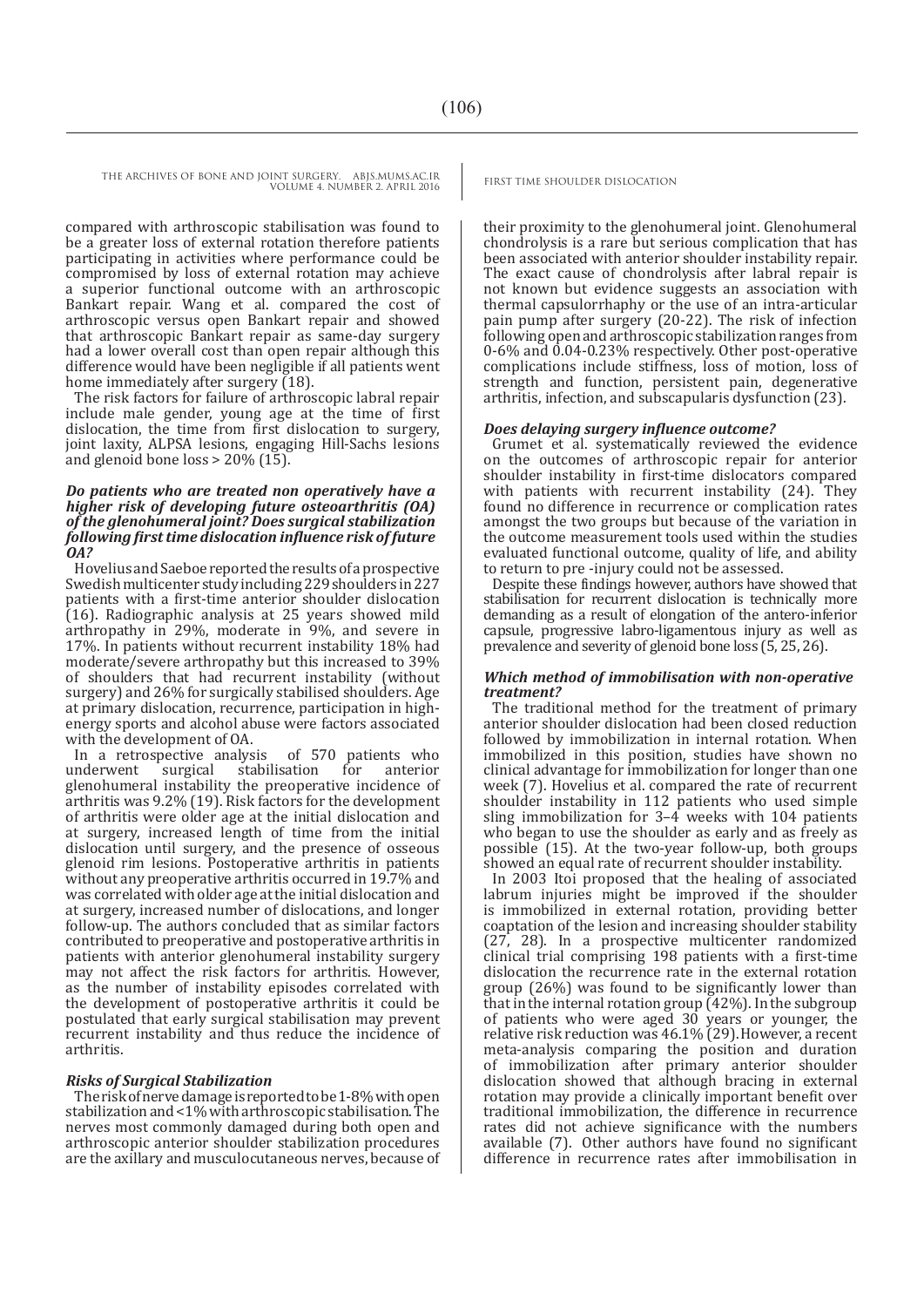compared with arthroscopic stabilisation was found to be a greater loss of external rotation therefore patients participating in activities where performance could be compromised by loss of external rotation may achieve a superior functional outcome with an arthroscopic Bankart repair. Wang et al. compared the cost of arthroscopic versus open Bankart repair and showed that arthroscopic Bankart repair as same-day surgery had a lower overall cost than open repair although this difference would have been negligible if all patients went home immediately after surgery (18).

The risk factors for failure of arthroscopic labral repair include male gender, young age at the time of first dislocation, the time from first dislocation to surgery, joint laxity, ALPSA lesions, engaging Hill-Sachs lesions and glenoid bone loss > 20% (15).

### *Do patients who are treated non operatively have a higher risk of developing future osteoarthritis (OA) of the glenohumeral joint? Does surgical stabilization following first time dislocation influence risk of future OA?*

Hovelius and Saeboe reported the results of a prospective Swedish multicenter study including 229 shoulders in 227 patients with a first-time anterior shoulder dislocation (16). Radiographic analysis at 25 years showed mild arthropathy in 29%, moderate in 9%, and severe in 17%. In patients without recurrent instability 18% had moderate/severe arthropathy but this increased to 39% of shoulders that had recurrent instability (without surgery) and 26% for surgically stabilised shoulders. Age at primary dislocation, recurrence, participation in high-energy sports and alcohol abuse were factors associated with the development of OA.

In a retrospective analysis of 570 patients who underwent surgical stabilisation for anterior glenohumeral instability the preoperative incidence of arthritis was 9.2% (19). Risk factors for the development of arthritis were older age at the initial dislocation and at surgery, increased length of time from the initial dislocation until surgery, and the presence of osseous glenoid rim lesions. Postoperative arthritis in patients without any preoperative arthritis occurred in 19.7% and was correlated with older age at the initial dislocation and at surgery, increased number of dislocations, and longer follow-up. The authors concluded that as similar factors contributed to preoperative and postoperative arthritis in patients with anterior glenohumeral instability surgery may not affect the risk factors for arthritis. However, as the number of instability episodes correlated with the development of postoperative arthritis it could be postulated that early surgical stabilisation may prevent recurrent instability and thus reduce the incidence of arthritis.

### *Risks of Surgical Stabilization*

The risk of nerve damage is reported to be 1-8% with open stabilization and <1% with arthroscopic stabilisation. The nerves most commonly damaged during both open and arthroscopic anterior shoulder stabilization procedures are the axillary and musculocutaneous nerves, because of their proximity to the glenohumeral joint. Glenohumeral chondrolysis is a rare but serious complication that has been associated with anterior shoulder instability repair. The exact cause of chondrolysis after labral repair is not known but evidence suggests an association with thermal capsulorrhaphy or the use of an intra-articular pain pump after surgery (20-22). The risk of infection following open and arthroscopic stabilization ranges from 0-6% and 0.04-0.23% respectively. Other post-operative complications include stiffness, loss of motion, loss of strength and function, persistent pain, degenerative arthritis, infection, and subscapularis dysfunction (23).

### *Does delaying surgery influence outcome?*

Grumet et al. systematically reviewed the evidence on the outcomes of arthroscopic repair for anterior shoulder instability in first-time dislocators compared with patients with recurrent instability (24). They found no difference in recurrence or complication rates amongst the two groups but because of the variation in the outcome measurement tools used within the studies evaluated functional outcome, quality of life, and ability to return to pre -injury could not be assessed.

Despite these findings however, authors have showed that stabilisation for recurrent dislocation is technically more demanding as a result of elongation of the antero-inferior capsule, progressive labro-ligamentous injury as well as prevalence and severity of glenoid bone loss (5, 25, 26).

### *Which method of immobilisation with non-operative treatment?*

The traditional method for the treatment of primary anterior shoulder dislocation had been closed reduction followed by immobilization in internal rotation. When immobilized in this position, studies have shown no clinical advantage for immobilization for longer than one week (7). Hovelius et al. compared the rate of recurrent shoulder instability in 112 patients who used simple sling immobilization for 3–4 weeks with 104 patients who began to use the shoulder as early and as freely as possible (15). At the two-year follow-up, both groups showed an equal rate of recurrent shoulder instability.

In 2003 Itoi proposed that the healing of associated labrum injuries might be improved if the shoulder is immobilized in external rotation, providing better coaptation of the lesion and increasing shoulder stability (27, 28). In a prospective multicenter randomized clinical trial comprising 198 patients with a first-time dislocation the recurrence rate in the external rotation group (26%) was found to be significantly lower than that in the internal rotation group (42%). In the subgroup of patients who were aged 30 years or younger, the relative risk reduction was 46.1% (29). However, a recent meta-analysis comparing the position and duration of immobilization after primary anterior shoulder dislocation showed that although bracing in external rotation may provide a clinically important benefit over traditional immobilization, the difference in recurrence rates did not achieve significance with the numbers available (7). Other authors have found no significant difference in recurrence rates after immobilisation in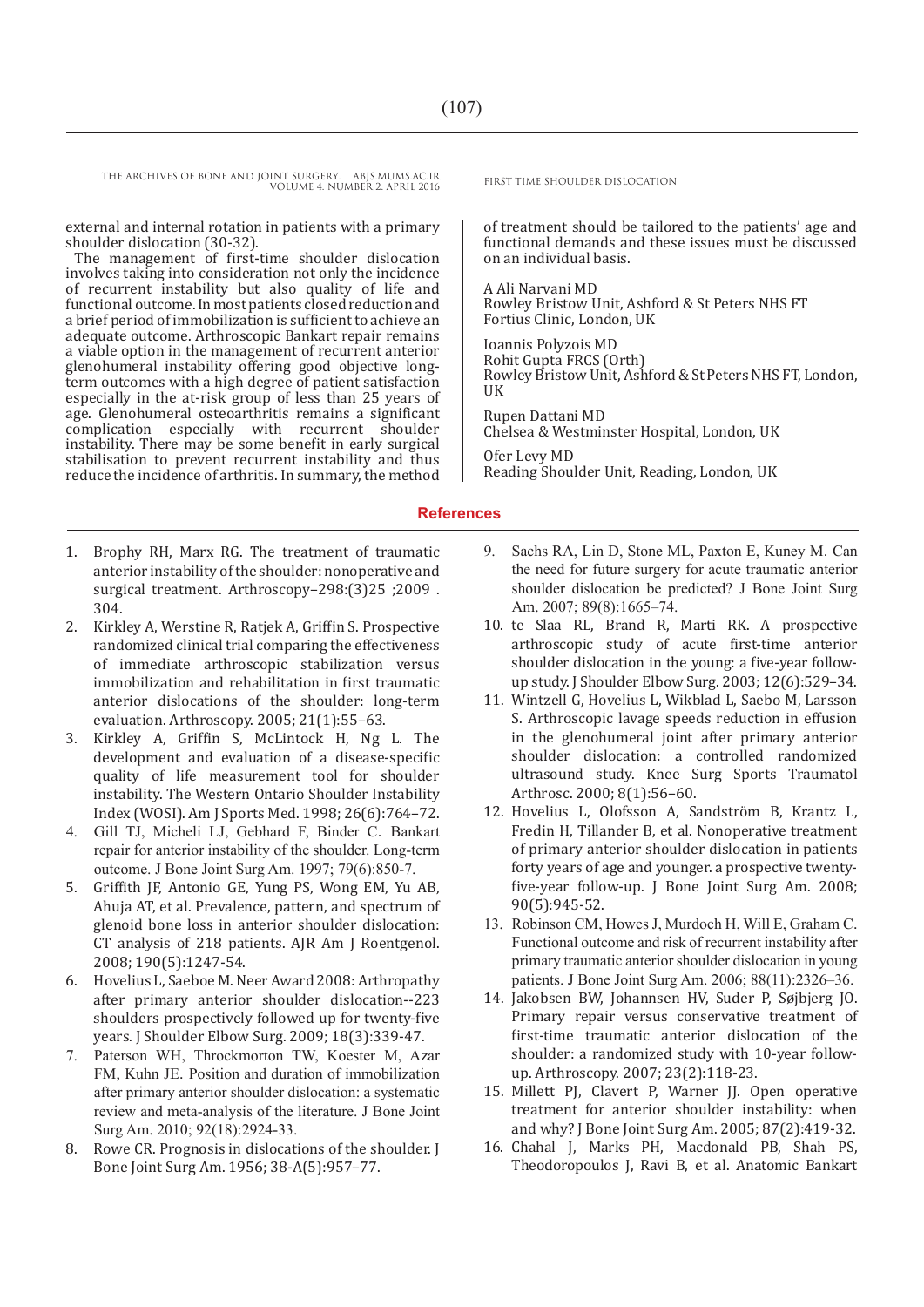external and internal rotation in patients with a primary shoulder dislocation (30-32).

The management of first-time shoulder dislocation involves taking into consideration not only the incidence of recurrent instability but also quality of life and functional outcome. In most patients closed reduction and a brief period of immobilization is sufficient to achieve an adequate outcome. Arthroscopic Bankart repair remains a viable option in the management of recurrent anterior glenohumeral instability offering good objective long-term outcomes with a high degree of patient satisfaction especially in the at-risk group of less than 25 years of age. Glenohumeral osteoarthritis remains a significant complication especially with recurrent shoulder instability. There may be some benefit in early surgical stabilisation to prevent recurrent instability and thus reduce the incidence of arthritis. In summary, the method of treatment should be tailored to the patients' age and functional demands and these issues must be discussed on an individual basis.

A Ali Narvani MD
Rowley Bristow Unit, Ashford & St Peters NHS FT
Fortius Clinic, London, UK

Ioannis Polyzois MD
Rohit Gupta FRCS (Orth)
Rowley Bristow Unit, Ashford & St Peters NHS FT, London, UK

Rupen Dattani MD
Chelsea & Westminster Hospital, London, UK

Ofer Levy MD
Reading Shoulder Unit, Reading, London, UK

## References

1. Brophy RH, Marx RG. The treatment of traumatic anterior instability of the shoulder: nonoperative and surgical treatment. Arthroscopy–298:(3)25 ;2009 . 304.
2. Kirkley A, Werstine R, Ratjek A, Griffin S. Prospective randomized clinical trial comparing the effectiveness of immediate arthroscopic stabilization versus immobilization and rehabilitation in first traumatic anterior dislocations of the shoulder: long-term evaluation. Arthroscopy. 2005; 21(1):55–63.
3. Kirkley A, Griffin S, McLintock H, Ng L. The development and evaluation of a disease-specific quality of life measurement tool for shoulder instability. The Western Ontario Shoulder Instability Index (WOSI). Am J Sports Med. 1998; 26(6):764–72.
4. Gill TJ, Micheli LJ, Gebhard F, Binder C. Bankart repair for anterior instability of the shoulder. Long-term outcome. J Bone Joint Surg Am. 1997; 79(6):850-7.
5. Griffith JF, Antonio GE, Yung PS, Wong EM, Yu AB, Ahuja AT, et al. Prevalence, pattern, and spectrum of glenoid bone loss in anterior shoulder dislocation: CT analysis of 218 patients. AJR Am J Roentgenol. 2008; 190(5):1247-54.
6. Hovelius L, Saeboe M. Neer Award 2008: Arthropathy after primary anterior shoulder dislocation--223 shoulders prospectively followed up for twenty-five years. J Shoulder Elbow Surg. 2009; 18(3):339-47.
7. Paterson WH, Throckmorton TW, Koester M, Azar FM, Kuhn JE. Position and duration of immobilization after primary anterior shoulder dislocation: a systematic review and meta-analysis of the literature. J Bone Joint Surg Am. 2010; 92(18):2924-33.
8. Rowe CR. Prognosis in dislocations of the shoulder. J Bone Joint Surg Am. 1956; 38-A(5):957–77.
9. Sachs RA, Lin D, Stone ML, Paxton E, Kuney M. Can the need for future surgery for acute traumatic anterior shoulder dislocation be predicted? J Bone Joint Surg Am. 2007; 89(8):1665–74.
10. te Slaa RL, Brand R, Marti RK. A prospective arthroscopic study of acute first-time anterior shoulder dislocation in the young: a five-year follow-up study. J Shoulder Elbow Surg. 2003; 12(6):529–34.
11. Wintzell G, Hovelius L, Wikblad L, Saebo M, Larsson S. Arthroscopic lavage speeds reduction in effusion in the glenohumeral joint after primary anterior shoulder dislocation: a controlled randomized ultrasound study. Knee Surg Sports Traumatol Arthrosc. 2000; 8(1):56–60.
12. Hovelius L, Olofsson A, Sandström B, Krantz L, Fredin H, Tillander B, et al. Nonoperative treatment of primary anterior shoulder dislocation in patients forty years of age and younger. a prospective twenty-five-year follow-up. J Bone Joint Surg Am. 2008; 90(5):945-52.
13. Robinson CM, Howes J, Murdoch H, Will E, Graham C. Functional outcome and risk of recurrent instability after primary traumatic anterior shoulder dislocation in young patients. J Bone Joint Surg Am. 2006; 88(11):2326–36.
14. Jakobsen BW, Johannsen HV, Suder P, Søjbjerg JO. Primary repair versus conservative treatment of first-time traumatic anterior dislocation of the shoulder: a randomized study with 10-year follow-up. Arthroscopy. 2007; 23(2):118-23.
15. Millett PJ, Clavert P, Warner JJ. Open operative treatment for anterior shoulder instability: when and why? J Bone Joint Surg Am. 2005; 87(2):419-32.
16. Chahal J, Marks PH, Macdonald PB, Shah PS, Theodoropoulos J, Ravi B, et al. Anatomic Bankart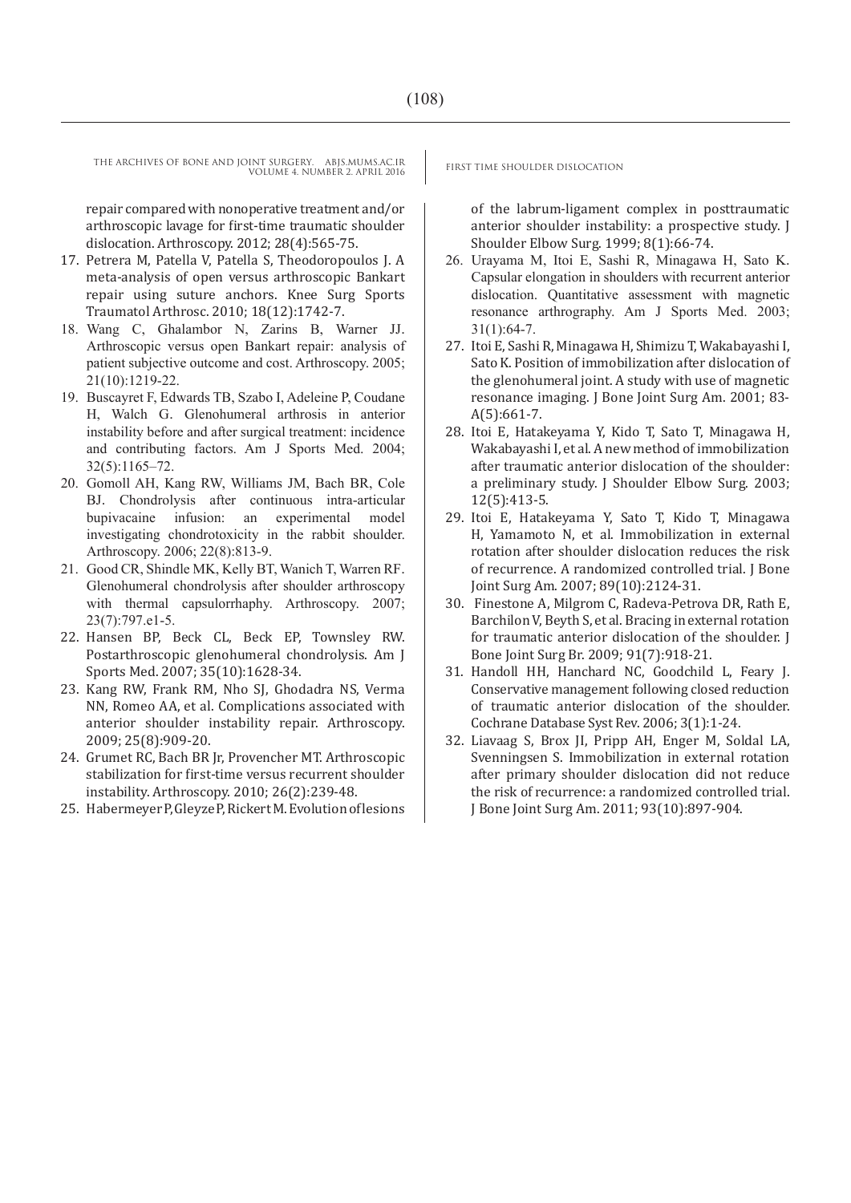repair compared with nonoperative treatment and/or arthroscopic lavage for first-time traumatic shoulder dislocation. Arthroscopy. 2012; 28(4):565-75.

17. Petrera M, Patella V, Patella S, Theodoropoulos J. A meta-analysis of open versus arthroscopic Bankart repair using suture anchors. Knee Surg Sports Traumatol Arthrosc. 2010; 18(12):1742-7.
18. Wang C, Ghalambor N, Zarins B, Warner JJ. Arthroscopic versus open Bankart repair: analysis of patient subjective outcome and cost. Arthroscopy. 2005; 21(10):1219-22.
19. Buscayret F, Edwards TB, Szabo I, Adeleine P, Coudane H, Walch G. Glenohumeral arthrosis in anterior instability before and after surgical treatment: incidence and contributing factors. Am J Sports Med. 2004; 32(5):1165–72.
20. Gomoll AH, Kang RW, Williams JM, Bach BR, Cole BJ. Chondrolysis after continuous intra-articular bupivacaine infusion: an experimental model investigating chondrotoxicity in the rabbit shoulder. Arthroscopy. 2006; 22(8):813-9.
21. Good CR, Shindle MK, Kelly BT, Wanich T, Warren RF. Glenohumeral chondrolysis after shoulder arthroscopy with thermal capsulorrhaphy. Arthroscopy. 2007; 23(7):797.e1-5.
22. Hansen BP, Beck CL, Beck EP, Townsley RW. Postarthroscopic glenohumeral chondrolysis. Am J Sports Med. 2007; 35(10):1628-34.
23. Kang RW, Frank RM, Nho SJ, Ghodadra NS, Verma NN, Romeo AA, et al. Complications associated with anterior shoulder instability repair. Arthroscopy. 2009; 25(8):909-20.
24. Grumet RC, Bach BR Jr, Provencher MT. Arthroscopic stabilization for first-time versus recurrent shoulder instability. Arthroscopy. 2010; 26(2):239-48.
25. Habermeyer P, Gleyze P, Rickert M. Evolution of lesions of the labrum-ligament complex in posttraumatic anterior shoulder instability: a prospective study. J Shoulder Elbow Surg. 1999; 8(1):66-74.
26. Urayama M, Itoi E, Sashi R, Minagawa H, Sato K. Capsular elongation in shoulders with recurrent anterior dislocation. Quantitative assessment with magnetic resonance arthrography. Am J Sports Med. 2003; 31(1):64-7.
27. Itoi E, Sashi R, Minagawa H, Shimizu T, Wakabayashi I, Sato K. Position of immobilization after dislocation of the glenohumeral joint. A study with use of magnetic resonance imaging. J Bone Joint Surg Am. 2001; 83-A(5):661-7.
28. Itoi E, Hatakeyama Y, Kido T, Sato T, Minagawa H, Wakabayashi I, et al. A new method of immobilization after traumatic anterior dislocation of the shoulder: a preliminary study. J Shoulder Elbow Surg. 2003; 12(5):413-5.
29. Itoi E, Hatakeyama Y, Sato T, Kido T, Minagawa H, Yamamoto N, et al. Immobilization in external rotation after shoulder dislocation reduces the risk of recurrence. A randomized controlled trial. J Bone Joint Surg Am. 2007; 89(10):2124-31.
30. Finestone A, Milgrom C, Radeva-Petrova DR, Rath E, Barchilon V, Beyth S, et al. Bracing in external rotation for traumatic anterior dislocation of the shoulder. J Bone Joint Surg Br. 2009; 91(7):918-21.
31. Handoll HH, Hanchard NC, Goodchild L, Feary J. Conservative management following closed reduction of traumatic anterior dislocation of the shoulder. Cochrane Database Syst Rev. 2006; 3(1):1-24.
32. Liavaag S, Brox JI, Pripp AH, Enger M, Soldal LA, Svenningsen S. Immobilization in external rotation after primary shoulder dislocation did not reduce the risk of recurrence: a randomized controlled trial. J Bone Joint Surg Am. 2011; 93(10):897-904.